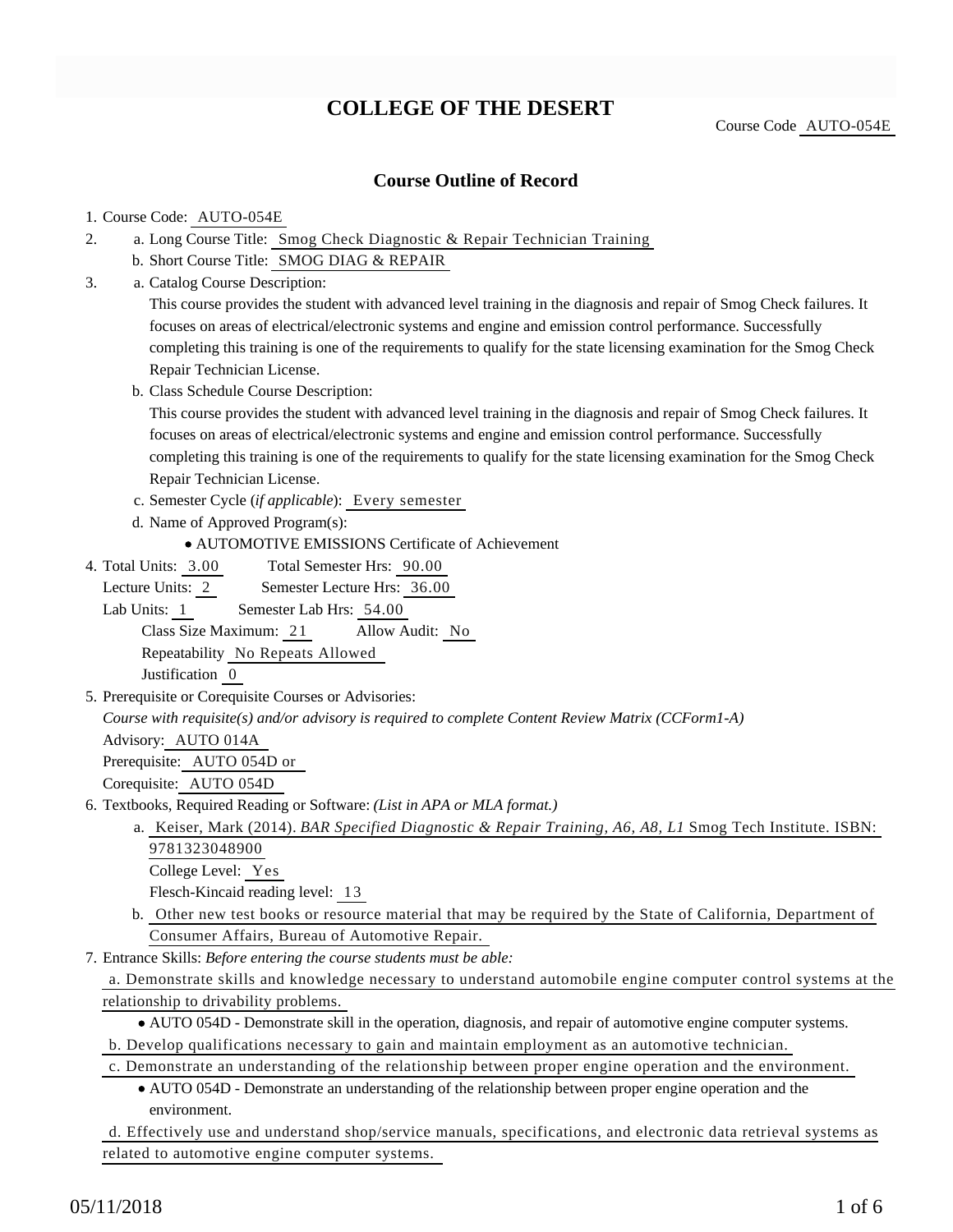# COLLEGE OF THE DESERT

Course Code AUTO-054E

## Course Outline of Record

1. Course Code: AUTO-054E
2. a. Long Course Title: Smog Check Diagnostic & Repair Technician Training
   b. Short Course Title: SMOG DIAG & REPAIR
3. a. Catalog Course Description:
   This course provides the student with advanced level training in the diagnosis and repair of Smog Check failures. It focuses on areas of electrical/electronic systems and engine and emission control performance. Successfully completing this training is one of the requirements to qualify for the state licensing examination for the Smog Check Repair Technician License.
   b. Class Schedule Course Description:
   This course provides the student with advanced level training in the diagnosis and repair of Smog Check failures. It focuses on areas of electrical/electronic systems and engine and emission control performance. Successfully completing this training is one of the requirements to qualify for the state licensing examination for the Smog Check Repair Technician License.
   c. Semester Cycle (*if applicable*): Every semester
   d. Name of Approved Program(s):
      - AUTOMOTIVE EMISSIONS Certificate of Achievement
4. Total Units: 3.00 Total Semester Hrs: 90.00
   Lecture Units: 2 Semester Lecture Hrs: 36.00
   Lab Units: 1 Semester Lab Hrs: 54.00
   Class Size Maximum: 21 Allow Audit: No
   Repeatability No Repeats Allowed
   Justification 0
5. Prerequisite or Corequisite Courses or Advisories:
   *Course with requisite(s) and/or advisory is required to complete Content Review Matrix (CCForm1-A)*
   Advisory: AUTO 014A
   Prerequisite: AUTO 054D or
   Corequisite: AUTO 054D
6. Textbooks, Required Reading or Software: *(List in APA or MLA format.)*
   a. Keiser, Mark (2014). *BAR Specified Diagnostic & Repair Training, A6, A8, L1* Smog Tech Institute. ISBN: 9781323048900
      College Level: Yes
      Flesch-Kincaid reading level: 13
   b. Other new test books or resource material that may be required by the State of California, Department of Consumer Affairs, Bureau of Automotive Repair.
7. Entrance Skills: *Before entering the course students must be able:*
   a. Demonstrate skills and knowledge necessary to understand automobile engine computer control systems at the relationship to drivability problems.
      - AUTO 054D - Demonstrate skill in the operation, diagnosis, and repair of automotive engine computer systems.
   b. Develop qualifications necessary to gain and maintain employment as an automotive technician.
   c. Demonstrate an understanding of the relationship between proper engine operation and the environment.
      - AUTO 054D - Demonstrate an understanding of the relationship between proper engine operation and the environment.
   d. Effectively use and understand shop/service manuals, specifications, and electronic data retrieval systems as related to automotive engine computer systems.

05/11/2018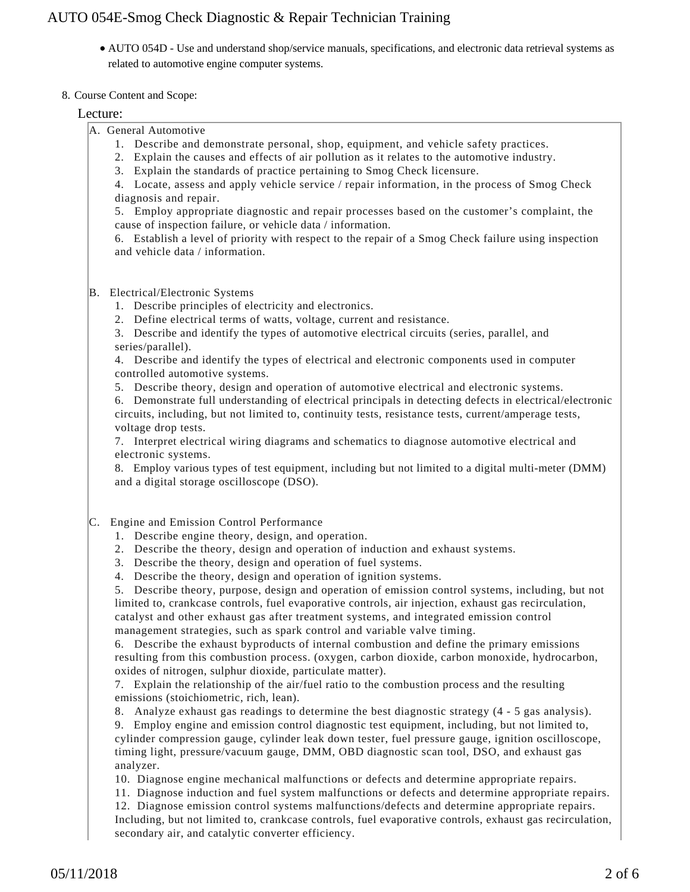- AUTO 054D - Use and understand shop/service manuals, specifications, and electronic data retrieval systems as related to automotive engine computer systems.

8. Course Content and Scope:

Lecture:

A. General Automotive
   1. Describe and demonstrate personal, shop, equipment, and vehicle safety practices.
   2. Explain the causes and effects of air pollution as it relates to the automotive industry.
   3. Explain the standards of practice pertaining to Smog Check licensure.
   4. Locate, assess and apply vehicle service / repair information, in the process of Smog Check diagnosis and repair.
   5. Employ appropriate diagnostic and repair processes based on the customer's complaint, the cause of inspection failure, or vehicle data / information.
   6. Establish a level of priority with respect to the repair of a Smog Check failure using inspection and vehicle data / information.

B. Electrical/Electronic Systems
   1. Describe principles of electricity and electronics.
   2. Define electrical terms of watts, voltage, current and resistance.
   3. Describe and identify the types of automotive electrical circuits (series, parallel, and series/parallel).
   4. Describe and identify the types of electrical and electronic components used in computer controlled automotive systems.
   5. Describe theory, design and operation of automotive electrical and electronic systems.
   6. Demonstrate full understanding of electrical principals in detecting defects in electrical/electronic circuits, including, but not limited to, continuity tests, resistance tests, current/amperage tests, voltage drop tests.
   7. Interpret electrical wiring diagrams and schematics to diagnose automotive electrical and electronic systems.
   8. Employ various types of test equipment, including but not limited to a digital multi-meter (DMM) and a digital storage oscilloscope (DSO).

C. Engine and Emission Control Performance
   1. Describe engine theory, design, and operation.
   2. Describe the theory, design and operation of induction and exhaust systems.
   3. Describe the theory, design and operation of fuel systems.
   4. Describe the theory, design and operation of ignition systems.
   5. Describe theory, purpose, design and operation of emission control systems, including, but not limited to, crankcase controls, fuel evaporative controls, air injection, exhaust gas recirculation, catalyst and other exhaust gas after treatment systems, and integrated emission control management strategies, such as spark control and variable valve timing.
   6. Describe the exhaust byproducts of internal combustion and define the primary emissions resulting from this combustion process. (oxygen, carbon dioxide, carbon monoxide, hydrocarbon, oxides of nitrogen, sulphur dioxide, particulate matter).
   7. Explain the relationship of the air/fuel ratio to the combustion process and the resulting emissions (stoichiometric, rich, lean).
   8. Analyze exhaust gas readings to determine the best diagnostic strategy (4 - 5 gas analysis).
   9. Employ engine and emission control diagnostic test equipment, including, but not limited to, cylinder compression gauge, cylinder leak down tester, fuel pressure gauge, ignition oscilloscope, timing light, pressure/vacuum gauge, DMM, OBD diagnostic scan tool, DSO, and exhaust gas analyzer.
   10. Diagnose engine mechanical malfunctions or defects and determine appropriate repairs.
   11. Diagnose induction and fuel system malfunctions or defects and determine appropriate repairs.
   12. Diagnose emission control systems malfunctions/defects and determine appropriate repairs. Including, but not limited to, crankcase controls, fuel evaporative controls, exhaust gas recirculation, secondary air, and catalytic converter efficiency.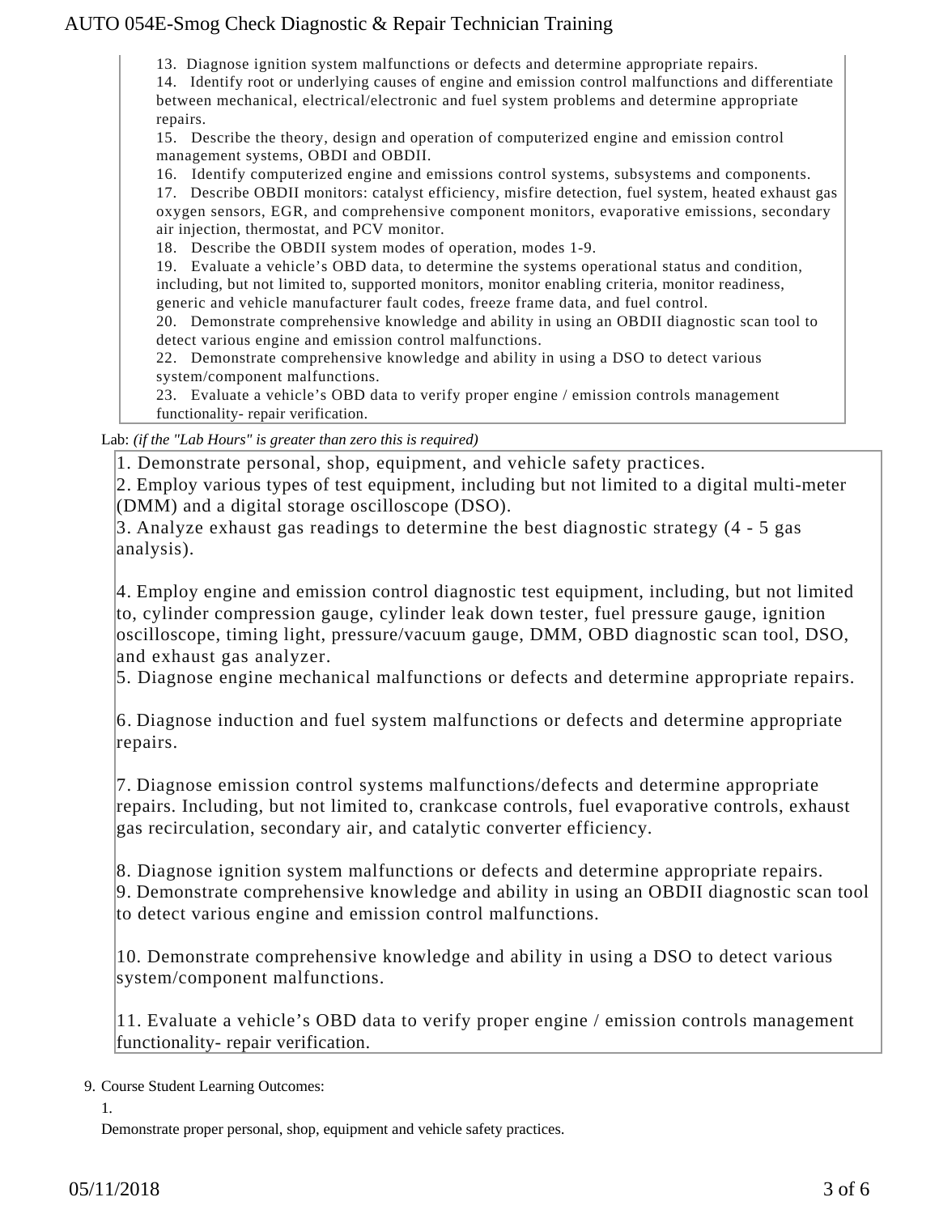13. Diagnose ignition system malfunctions or defects and determine appropriate repairs.
14. Identify root or underlying causes of engine and emission control malfunctions and differentiate between mechanical, electrical/electronic and fuel system problems and determine appropriate repairs.
15. Describe the theory, design and operation of computerized engine and emission control management systems, OBDI and OBDII.
16. Identify computerized engine and emissions control systems, subsystems and components.
17. Describe OBDII monitors: catalyst efficiency, misfire detection, fuel system, heated exhaust gas oxygen sensors, EGR, and comprehensive component monitors, evaporative emissions, secondary air injection, thermostat, and PCV monitor.
18. Describe the OBDII system modes of operation, modes 1-9.
19. Evaluate a vehicle's OBD data, to determine the systems operational status and condition, including, but not limited to, supported monitors, monitor enabling criteria, monitor readiness, generic and vehicle manufacturer fault codes, freeze frame data, and fuel control.
20. Demonstrate comprehensive knowledge and ability in using an OBDII diagnostic scan tool to detect various engine and emission control malfunctions.
22. Demonstrate comprehensive knowledge and ability in using a DSO to detect various system/component malfunctions.
23. Evaluate a vehicle's OBD data to verify proper engine / emission controls management functionality- repair verification.

Lab: *(if the "Lab Hours" is greater than zero this is required)*

1. Demonstrate personal, shop, equipment, and vehicle safety practices.
2. Employ various types of test equipment, including but not limited to a digital multi-meter (DMM) and a digital storage oscilloscope (DSO).
3. Analyze exhaust gas readings to determine the best diagnostic strategy (4 - 5 gas analysis).

4. Employ engine and emission control diagnostic test equipment, including, but not limited to, cylinder compression gauge, cylinder leak down tester, fuel pressure gauge, ignition oscilloscope, timing light, pressure/vacuum gauge, DMM, OBD diagnostic scan tool, DSO, and exhaust gas analyzer.
5. Diagnose engine mechanical malfunctions or defects and determine appropriate repairs.

6. Diagnose induction and fuel system malfunctions or defects and determine appropriate repairs.

7. Diagnose emission control systems malfunctions/defects and determine appropriate repairs. Including, but not limited to, crankcase controls, fuel evaporative controls, exhaust gas recirculation, secondary air, and catalytic converter efficiency.

8. Diagnose ignition system malfunctions or defects and determine appropriate repairs.
9. Demonstrate comprehensive knowledge and ability in using an OBDII diagnostic scan tool to detect various engine and emission control malfunctions.

10. Demonstrate comprehensive knowledge and ability in using a DSO to detect various system/component malfunctions.

11. Evaluate a vehicle's OBD data to verify proper engine / emission controls management functionality- repair verification.

9. Course Student Learning Outcomes:

1.

Demonstrate proper personal, shop, equipment and vehicle safety practices.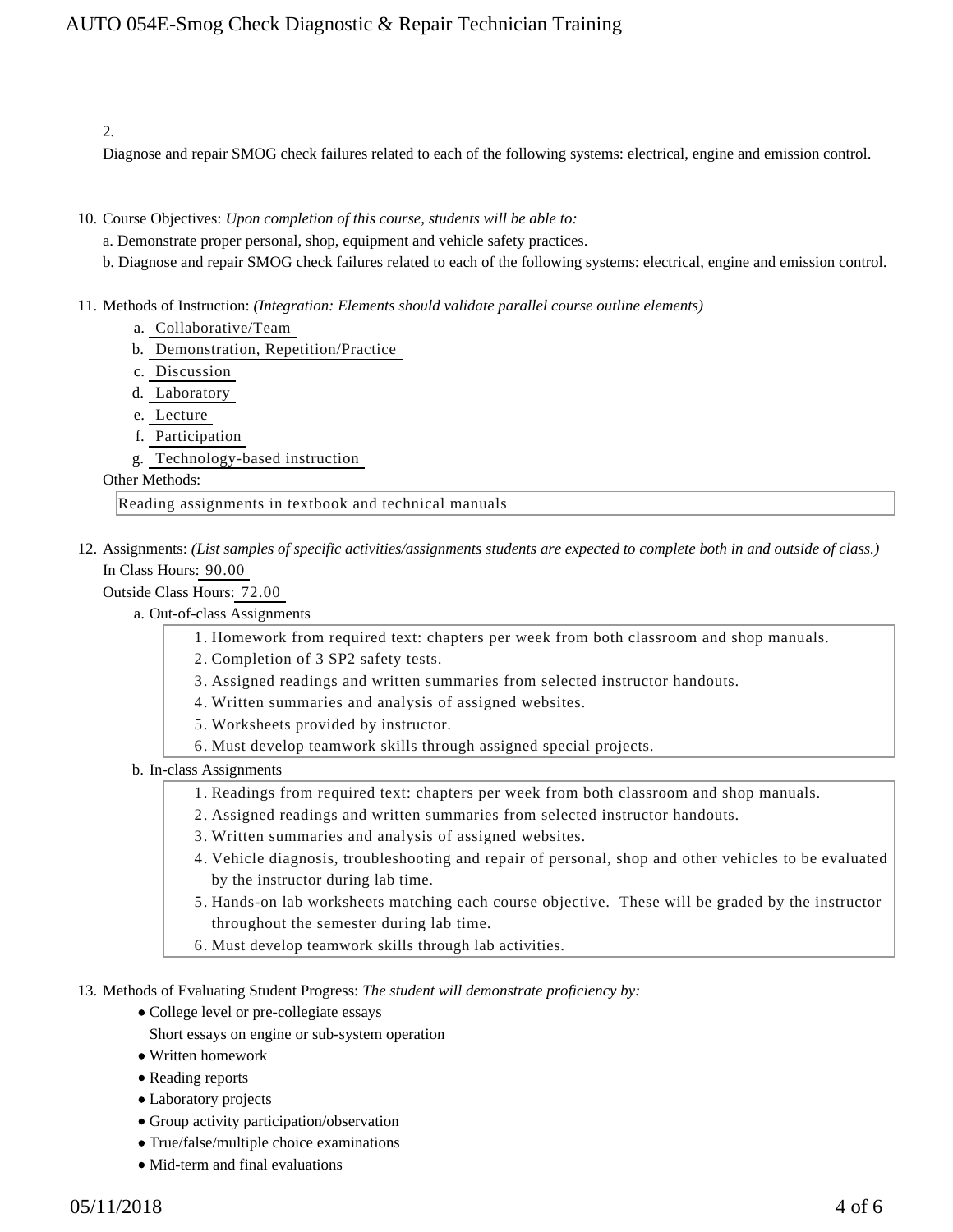2.

Diagnose and repair SMOG check failures related to each of the following systems: electrical, engine and emission control.

10. Course Objectives: *Upon completion of this course, students will be able to:*

    a. Demonstrate proper personal, shop, equipment and vehicle safety practices.

    b. Diagnose and repair SMOG check failures related to each of the following systems: electrical, engine and emission control.

11. Methods of Instruction: *(Integration: Elements should validate parallel course outline elements)*

    a. Collaborative/Team
    b. Demonstration, Repetition/Practice
    c. Discussion
    d. Laboratory
    e. Lecture
    f. Participation
    g. Technology-based instruction

    Other Methods:

    Reading assignments in textbook and technical manuals

12. Assignments: *(List samples of specific activities/assignments students are expected to complete both in and outside of class.)*

    In Class Hours: 90.00

    Outside Class Hours: 72.00

    a. Out-of-class Assignments

       1. Homework from required text: chapters per week from both classroom and shop manuals.
       2. Completion of 3 SP2 safety tests.
       3. Assigned readings and written summaries from selected instructor handouts.
       4. Written summaries and analysis of assigned websites.
       5. Worksheets provided by instructor.
       6. Must develop teamwork skills through assigned special projects.

    b. In-class Assignments

       1. Readings from required text: chapters per week from both classroom and shop manuals.
       2. Assigned readings and written summaries from selected instructor handouts.
       3. Written summaries and analysis of assigned websites.
       4. Vehicle diagnosis, troubleshooting and repair of personal, shop and other vehicles to be evaluated by the instructor during lab time.
       5. Hands-on lab worksheets matching each course objective. These will be graded by the instructor throughout the semester during lab time.
       6. Must develop teamwork skills through lab activities.

13. Methods of Evaluating Student Progress: *The student will demonstrate proficiency by:*

    - College level or pre-collegiate essays

      Short essays on engine or sub-system operation
    - Written homework
    - Reading reports
    - Laboratory projects
    - Group activity participation/observation
    - True/false/multiple choice examinations
    - Mid-term and final evaluations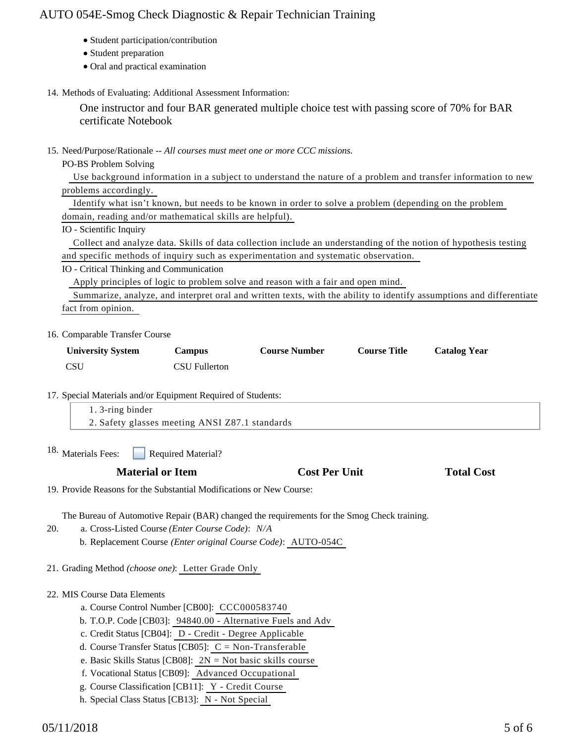- Student participation/contribution
- Student preparation
- Oral and practical examination

14. Methods of Evaluating: Additional Assessment Information:

    One instructor and four BAR generated multiple choice test with passing score of 70% for BAR certificate Notebook

15. Need/Purpose/Rationale -- *All courses must meet one or more CCC missions.*

    PO-BS Problem Solving

    Use background information in a subject to understand the nature of a problem and transfer information to new problems accordingly.

    Identify what isn't known, but needs to be known in order to solve a problem (depending on the problem domain, reading and/or mathematical skills are helpful).

    IO - Scientific Inquiry

    Collect and analyze data. Skills of data collection include an understanding of the notion of hypothesis testing and specific methods of inquiry such as experimentation and systematic observation.

    IO - Critical Thinking and Communication

    Apply principles of logic to problem solve and reason with a fair and open mind.

    Summarize, analyze, and interpret oral and written texts, with the ability to identify assumptions and differentiate fact from opinion.

16. Comparable Transfer Course

| University System | Campus | Course Number | Course Title | Catalog Year |
|---|---|---|---|---|
| CSU | CSU Fullerton | | | |

17. Special Materials and/or Equipment Required of Students:

    1. 3-ring binder
    2. Safety glasses meeting ANSI Z87.1 standards

18. Materials Fees: ☐ Required Material?

| Material or Item | Cost Per Unit | Total Cost |
|---|---|---|

19. Provide Reasons for the Substantial Modifications or New Course:

    The Bureau of Automotive Repair (BAR) changed the requirements for the Smog Check training.

20.
    a. Cross-Listed Course *(Enter Course Code)*: *N/A*
    b. Replacement Course *(Enter original Course Code)*: AUTO-054C

21. Grading Method *(choose one)*: Letter Grade Only

22. MIS Course Data Elements
    a. Course Control Number [CB00]: CCC000583740
    b. T.O.P. Code [CB03]: 94840.00 - Alternative Fuels and Adv
    c. Credit Status [CB04]: D - Credit - Degree Applicable
    d. Course Transfer Status [CB05]: C = Non-Transferable
    e. Basic Skills Status [CB08]: 2N = Not basic skills course
    f. Vocational Status [CB09]: Advanced Occupational
    g. Course Classification [CB11]: Y - Credit Course
    h. Special Class Status [CB13]: N - Not Special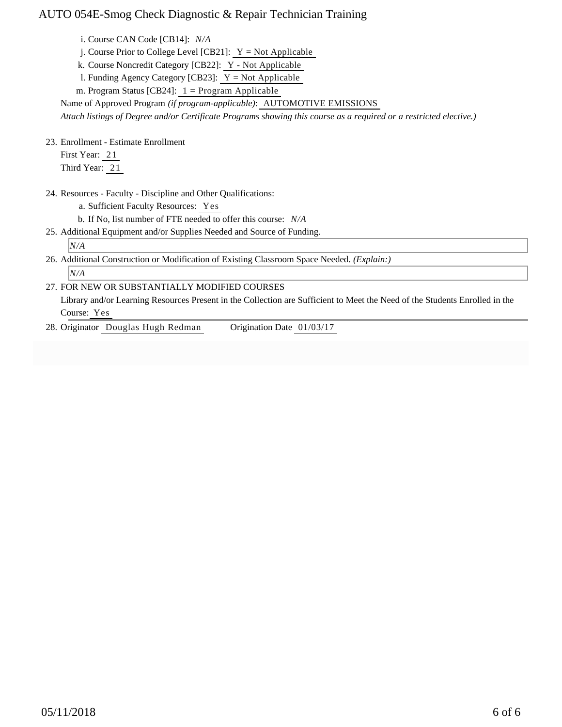i. Course CAN Code [CB14]: *N/A*

j. Course Prior to College Level [CB21]: Y = Not Applicable

k. Course Noncredit Category [CB22]: Y - Not Applicable

l. Funding Agency Category [CB23]: Y = Not Applicable

m. Program Status [CB24]: 1 = Program Applicable

Name of Approved Program *(if program-applicable)*: AUTOMOTIVE EMISSIONS

*Attach listings of Degree and/or Certificate Programs showing this course as a required or a restricted elective.)*

23. Enrollment - Estimate Enrollment

First Year: 21

Third Year: 21

24. Resources - Faculty - Discipline and Other Qualifications:

a. Sufficient Faculty Resources: Yes

b. If No, list number of FTE needed to offer this course: *N/A*

25. Additional Equipment and/or Supplies Needed and Source of Funding.

*N/A*

26. Additional Construction or Modification of Existing Classroom Space Needed. *(Explain:)*

*N/A*

27. FOR NEW OR SUBSTANTIALLY MODIFIED COURSES

Library and/or Learning Resources Present in the Collection are Sufficient to Meet the Need of the Students Enrolled in the Course: Yes

28. Originator Douglas Hugh Redman Origination Date 01/03/17